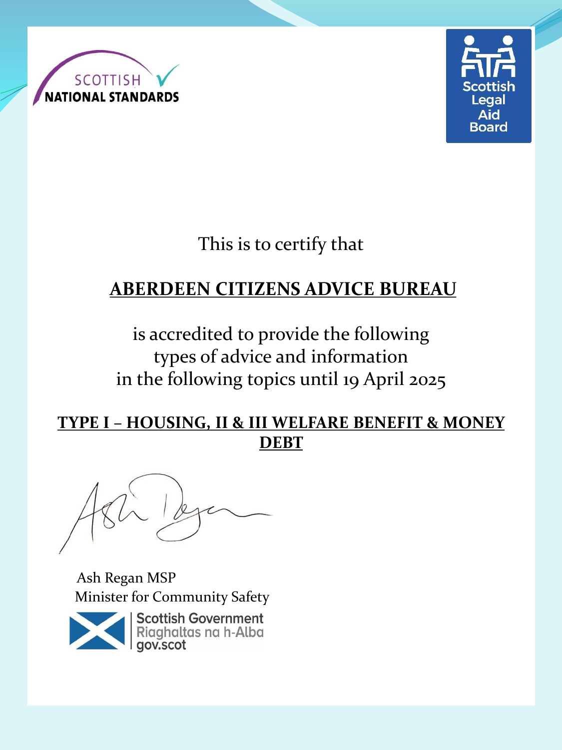SCOTTISH NATIONAL STANDARDS

Scottish Legal Aid Board

This is to certify that

**ABERDEEN CITIZENS ADVICE BUREAU**

is accredited to provide the following types of advice and information in the following topics until 19 April 2025

**TYPE I – HOUSING, II & III WELFARE BENEFIT & MONEY DEBT**

Ash Regan MSP
Minister for Community Safety

Scottish Government
Riaghaltas na h-Alba
gov.scot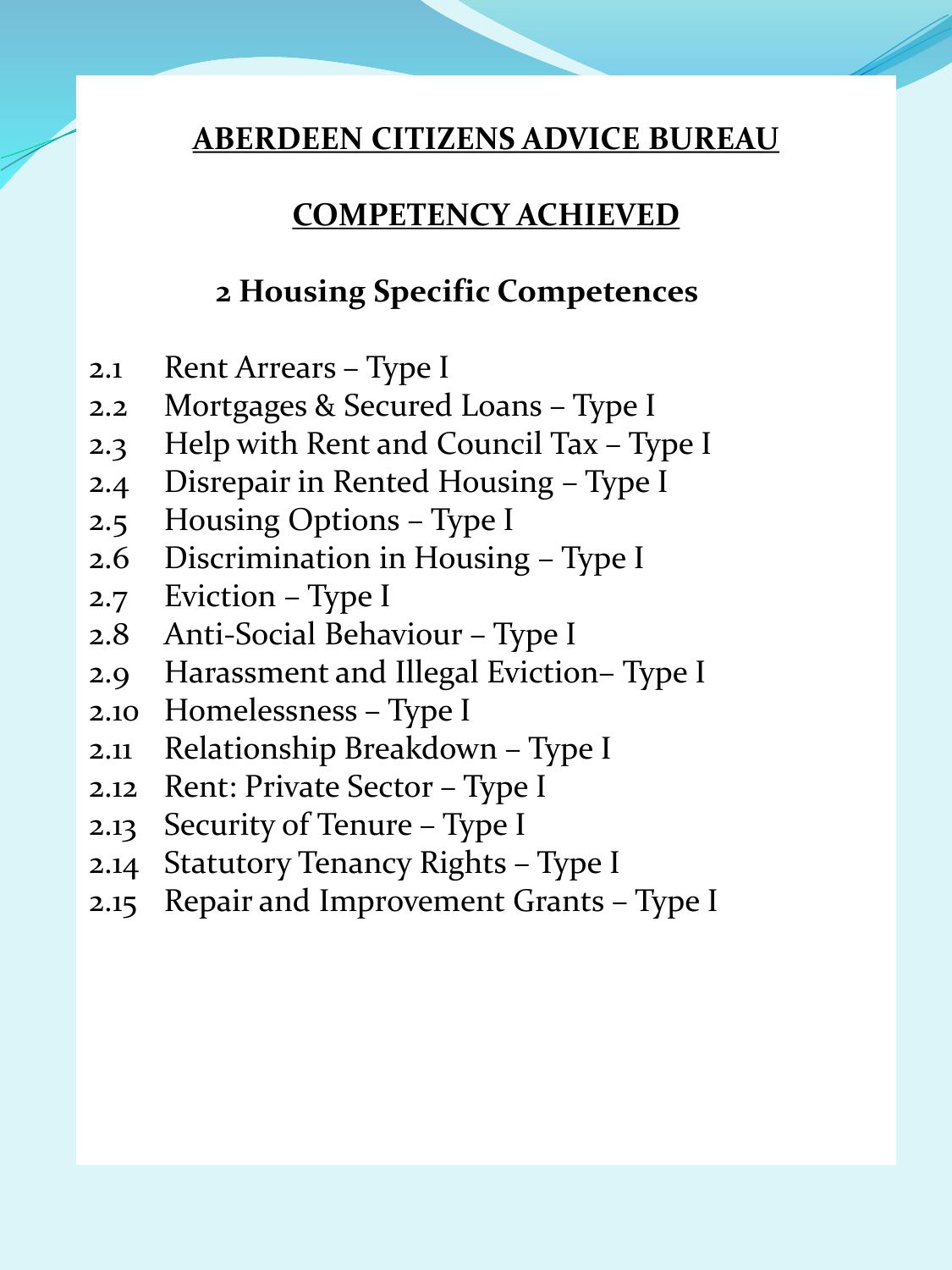# ABERDEEN CITIZENS ADVICE BUREAU

## COMPETENCY ACHIEVED

### 2 Housing Specific Competences

2.1 Rent Arrears – Type I
2.2 Mortgages & Secured Loans – Type I
2.3 Help with Rent and Council Tax – Type I
2.4 Disrepair in Rented Housing – Type I
2.5 Housing Options – Type I
2.6 Discrimination in Housing – Type I
2.7 Eviction – Type I
2.8 Anti-Social Behaviour – Type I
2.9 Harassment and Illegal Eviction– Type I
2.10 Homelessness – Type I
2.11 Relationship Breakdown – Type I
2.12 Rent: Private Sector – Type I
2.13 Security of Tenure – Type I
2.14 Statutory Tenancy Rights – Type I
2.15 Repair and Improvement Grants – Type I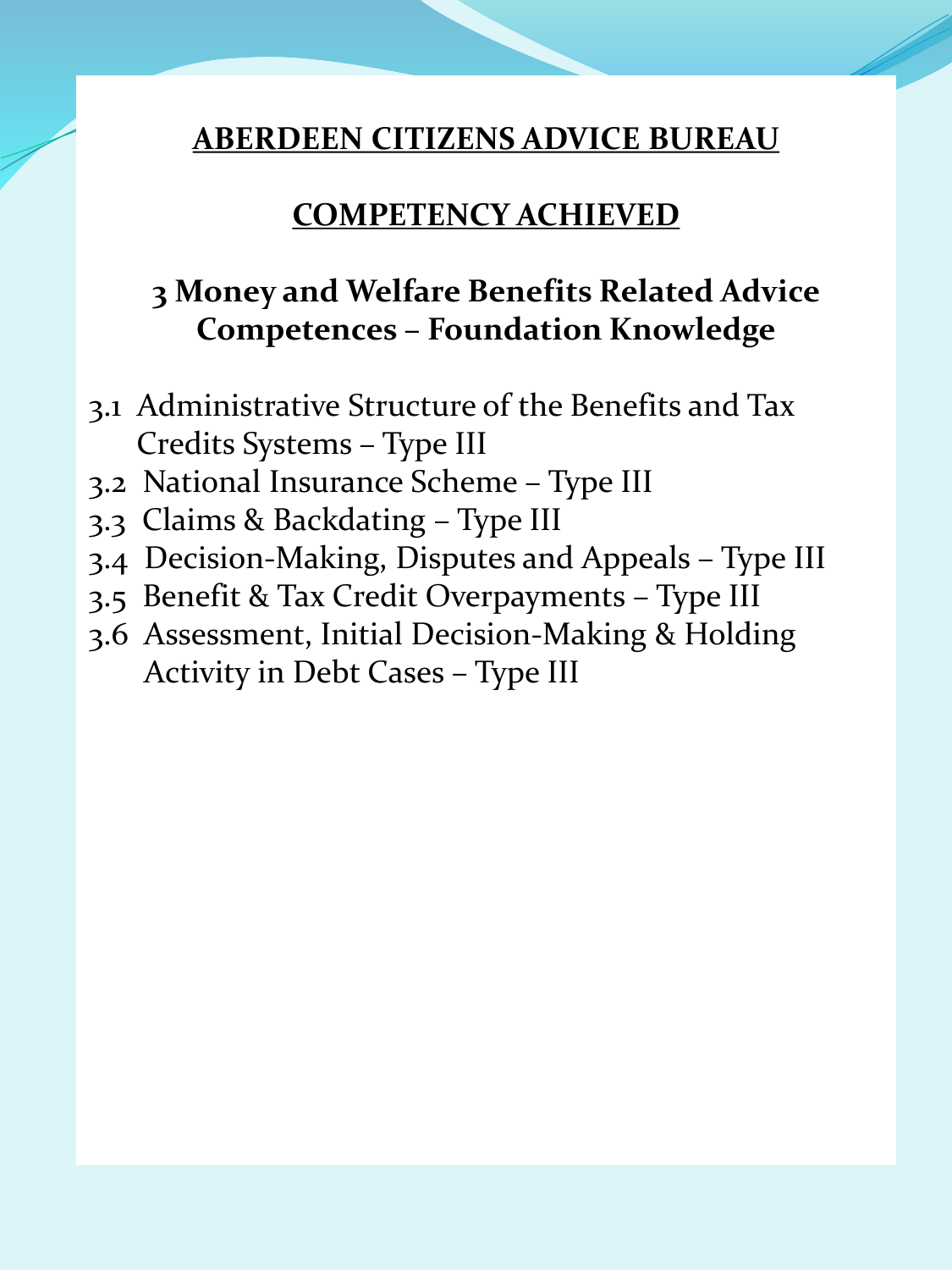# ABERDEEN CITIZENS ADVICE BUREAU

## COMPETENCY ACHIEVED

### 3 Money and Welfare Benefits Related Advice Competences – Foundation Knowledge

3.1 Administrative Structure of the Benefits and Tax Credits Systems – Type III
3.2 National Insurance Scheme – Type III
3.3 Claims & Backdating – Type III
3.4 Decision-Making, Disputes and Appeals – Type III
3.5 Benefit & Tax Credit Overpayments – Type III
3.6 Assessment, Initial Decision-Making & Holding Activity in Debt Cases – Type III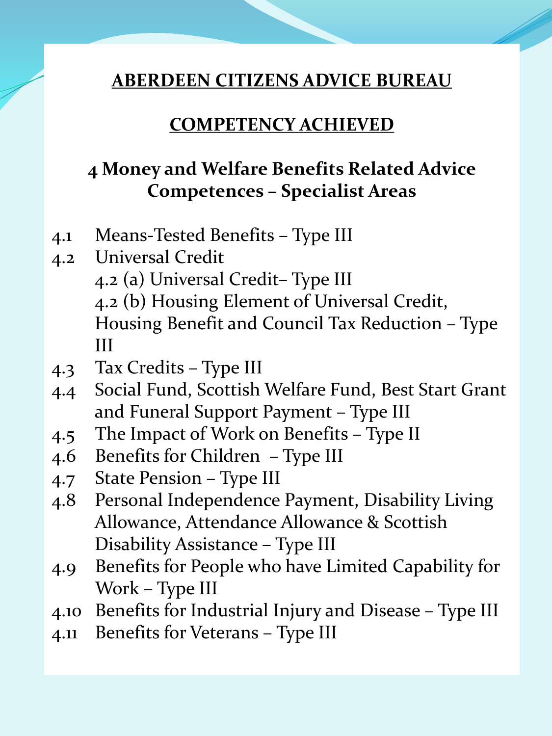**ABERDEEN CITIZENS ADVICE BUREAU**

**COMPETENCY ACHIEVED**

## 4 Money and Welfare Benefits Related Advice Competences – Specialist Areas

- 4.1 Means-Tested Benefits – Type III
- 4.2 Universal Credit
  - 4.2 (a) Universal Credit– Type III
  - 4.2 (b) Housing Element of Universal Credit, Housing Benefit and Council Tax Reduction – Type III
- 4.3 Tax Credits – Type III
- 4.4 Social Fund, Scottish Welfare Fund, Best Start Grant and Funeral Support Payment – Type III
- 4.5 The Impact of Work on Benefits – Type II
- 4.6 Benefits for Children – Type III
- 4.7 State Pension – Type III
- 4.8 Personal Independence Payment, Disability Living Allowance, Attendance Allowance & Scottish Disability Assistance – Type III
- 4.9 Benefits for People who have Limited Capability for Work – Type III
- 4.10 Benefits for Industrial Injury and Disease – Type III
- 4.11 Benefits for Veterans – Type III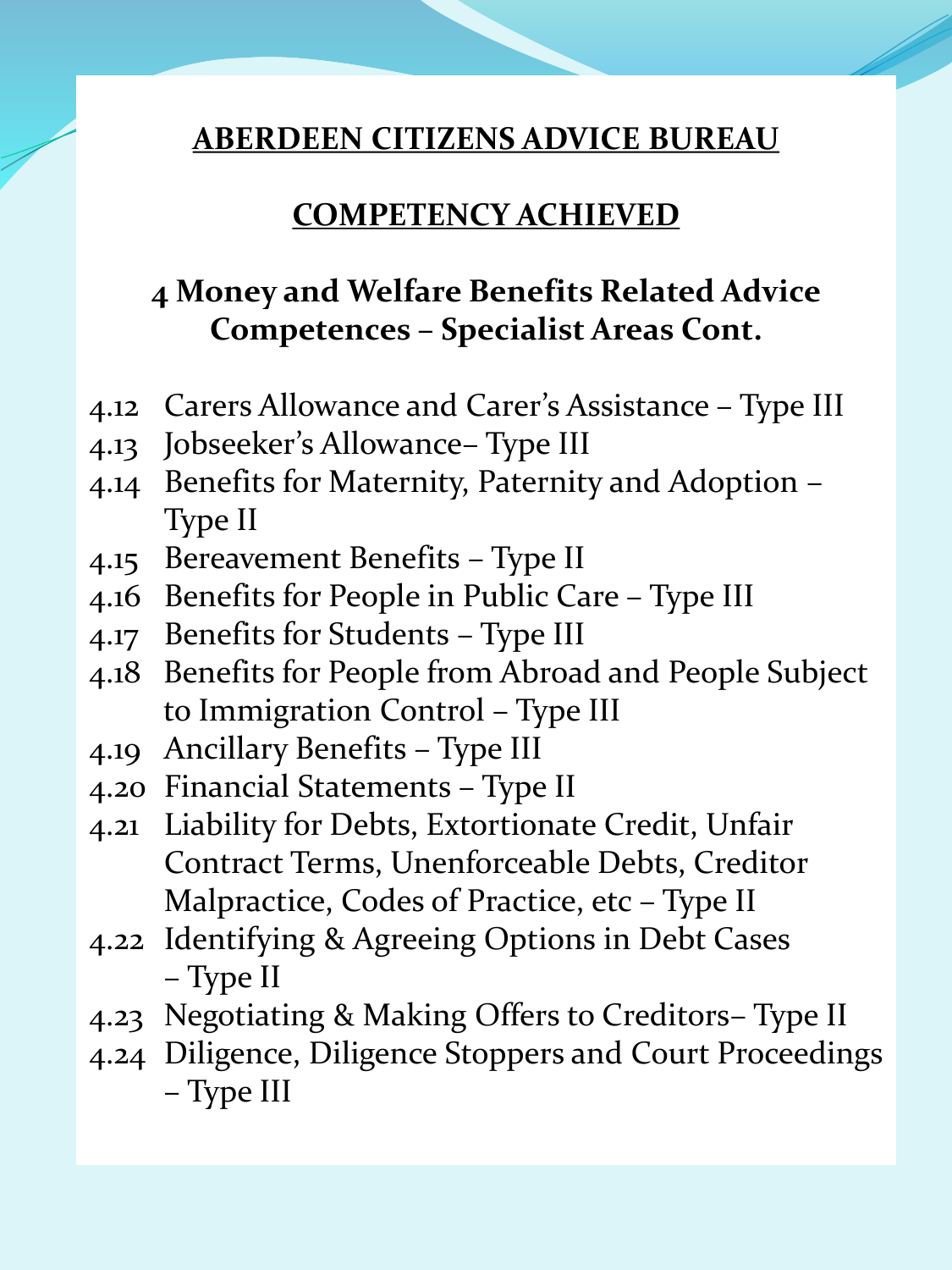**ABERDEEN CITIZENS ADVICE BUREAU**

**COMPETENCY ACHIEVED**

## 4 Money and Welfare Benefits Related Advice Competences – Specialist Areas Cont.

4.12 Carers Allowance and Carer's Assistance – Type III
4.13 Jobseeker's Allowance– Type III
4.14 Benefits for Maternity, Paternity and Adoption – Type II
4.15 Bereavement Benefits – Type II
4.16 Benefits for People in Public Care – Type III
4.17 Benefits for Students – Type III
4.18 Benefits for People from Abroad and People Subject to Immigration Control – Type III
4.19 Ancillary Benefits – Type III
4.20 Financial Statements – Type II
4.21 Liability for Debts, Extortionate Credit, Unfair Contract Terms, Unenforceable Debts, Creditor Malpractice, Codes of Practice, etc – Type II
4.22 Identifying & Agreeing Options in Debt Cases – Type II
4.23 Negotiating & Making Offers to Creditors– Type II
4.24 Diligence, Diligence Stoppers and Court Proceedings – Type III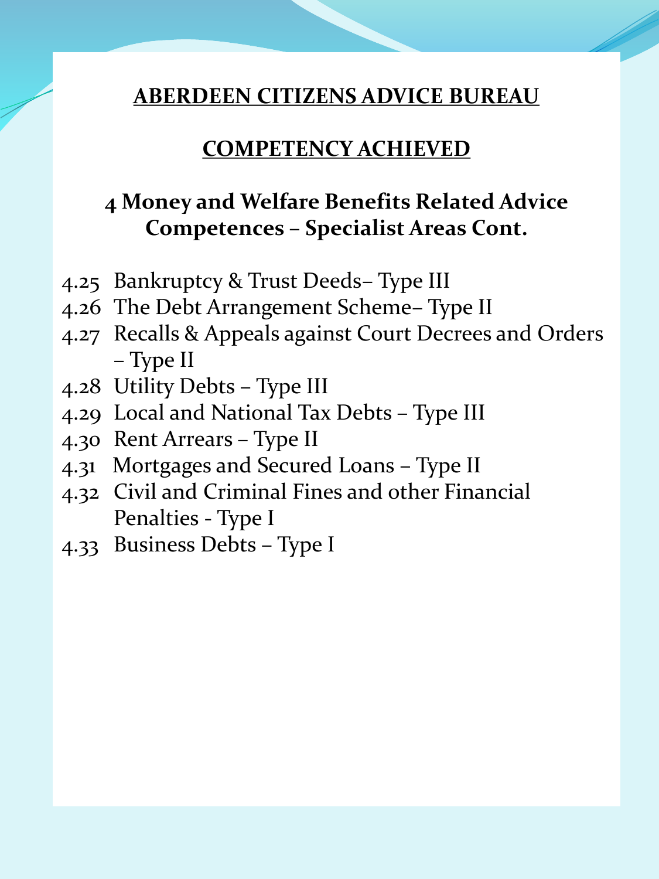## ABERDEEN CITIZENS ADVICE BUREAU

## COMPETENCY ACHIEVED

### 4 Money and Welfare Benefits Related Advice Competences – Specialist Areas Cont.

4.25 Bankruptcy & Trust Deeds– Type III
4.26 The Debt Arrangement Scheme– Type II
4.27 Recalls & Appeals against Court Decrees and Orders – Type II
4.28 Utility Debts – Type III
4.29 Local and National Tax Debts – Type III
4.30 Rent Arrears – Type II
4.31 Mortgages and Secured Loans – Type II
4.32 Civil and Criminal Fines and other Financial Penalties - Type I
4.33 Business Debts – Type I